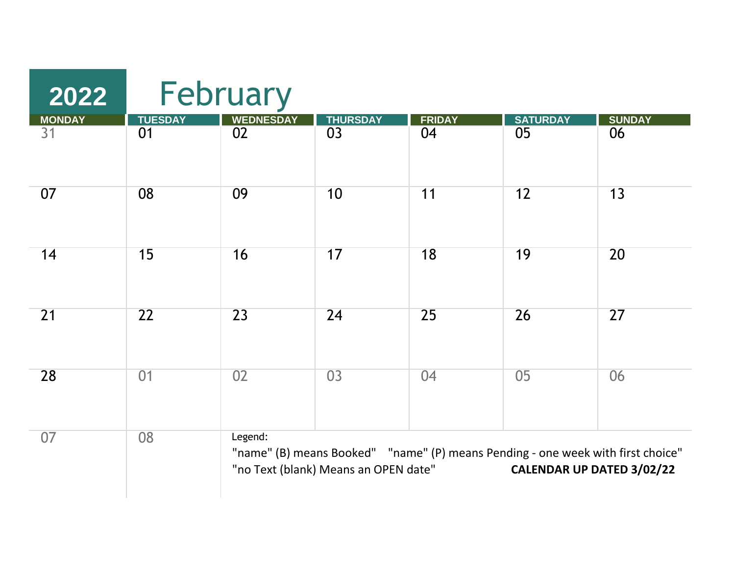# 2022 February

| MONDAY | TUESDAY | WEDNESDAY | THURSDAY | FRIDAY | SATURDAY | SUNDAY |
|---|---|---|---|---|---|---|
| 31 | 01 | 02 | 03 | 04 | 05 | 06 |
| 07 | 08 | 09 | 10 | 11 | 12 | 13 |
| 14 | 15 | 16 | 17 | 18 | 19 | 20 |
| 21 | 22 | 23 | 24 | 25 | 26 | 27 |
| 28 | 01 | 02 | 03 | 04 | 05 | 06 |
| 07 | 08 | | | | | |

Legend:

"name" (B) means Booked" "name" (P) means Pending - one week with first choice"

"no Text (blank) Means an OPEN date" **CALENDAR UP DATED 3/02/22**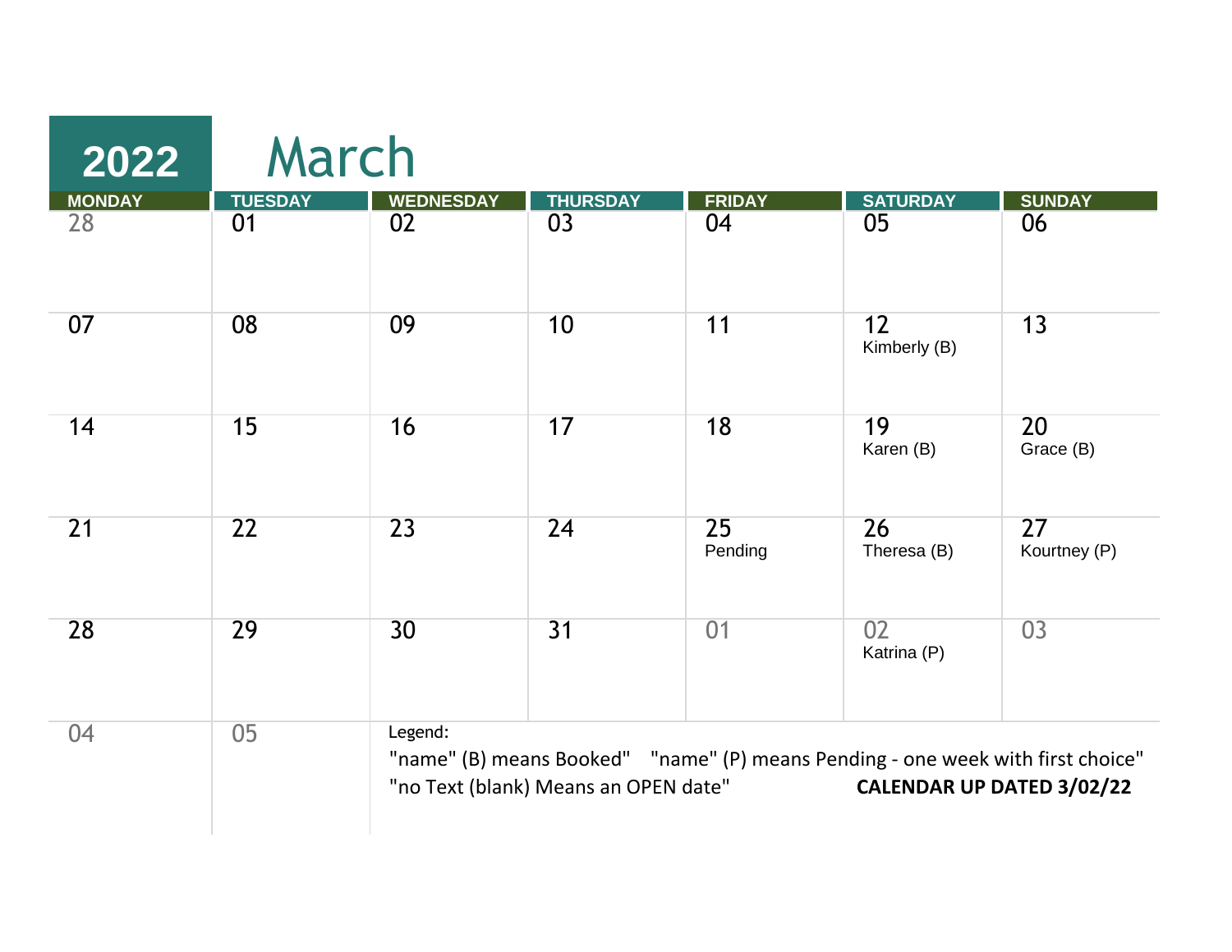# 2022 March

| MONDAY | TUESDAY | WEDNESDAY | THURSDAY | FRIDAY | SATURDAY | SUNDAY |
|---|---|---|---|---|---|---|
| 28 | 01 | 02 | 03 | 04 | 05 | 06 |
| 07 | 08 | 09 | 10 | 11 | 12 Kimberly (B) | 13 |
| 14 | 15 | 16 | 17 | 18 | 19 Karen (B) | 20 Grace (B) |
| 21 | 22 | 23 | 24 | 25 Pending | 26 Theresa (B) | 27 Kourtney (P) |
| 28 | 29 | 30 | 31 | 01 | 02 Katrina (P) | 03 |
| 04 | 05 | | | | | |

Legend:

"name" (B) means Booked" "name" (P) means Pending - one week with first choice"

"no Text (blank) Means an OPEN date"

**CALENDAR UP DATED 3/02/22**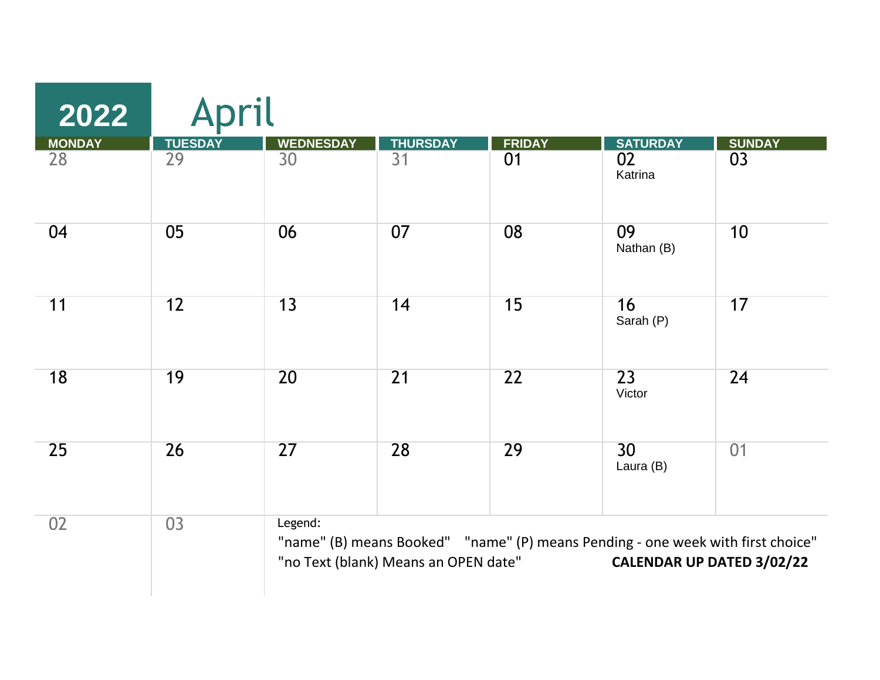# 2022 April

| MONDAY | TUESDAY | WEDNESDAY | THURSDAY | FRIDAY | SATURDAY | SUNDAY |
|---|---|---|---|---|---|---|
| 28 | 29 | 30 | 31 | 01 | 02 Katrina | 03 |
| 04 | 05 | 06 | 07 | 08 | 09 Nathan (B) | 10 |
| 11 | 12 | 13 | 14 | 15 | 16 Sarah (P) | 17 |
| 18 | 19 | 20 | 21 | 22 | 23 Victor | 24 |
| 25 | 26 | 27 | 28 | 29 | 30 Laura (B) | 01 |
| 02 | 03 | | | | | |

Legend:

"name" (B) means Booked"  "name" (P) means Pending - one week with first choice"

"no Text (blank) Means an OPEN date"  **CALENDAR UP DATED 3/02/22**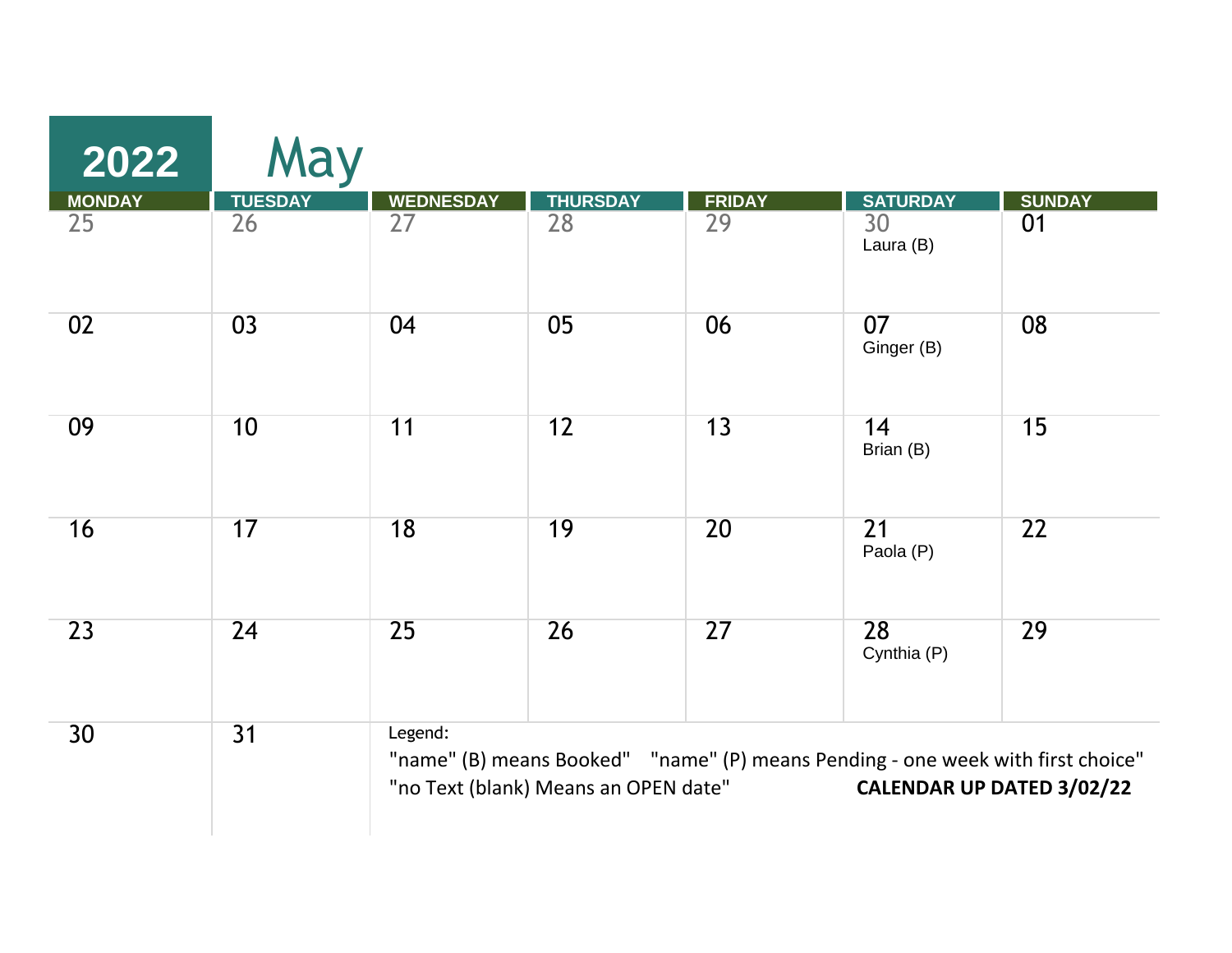# 2022 May

| MONDAY | TUESDAY | WEDNESDAY | THURSDAY | FRIDAY | SATURDAY | SUNDAY |
|---|---|---|---|---|---|---|
| 25 | 26 | 27 | 28 | 29 | 30<br>Laura (B) | 01 |
| 02 | 03 | 04 | 05 | 06 | 07<br>Ginger (B) | 08 |
| 09 | 10 | 11 | 12 | 13 | 14<br>Brian (B) | 15 |
| 16 | 17 | 18 | 19 | 20 | 21<br>Paola (P) | 22 |
| 23 | 24 | 25 | 26 | 27 | 28<br>Cynthia (P) | 29 |
| 30 | 31 | | | | | |

Legend:

"name" (B) means Booked" "name" (P) means Pending - one week with first choice"

"no Text (blank) Means an OPEN date"

**CALENDAR UP DATED 3/02/22**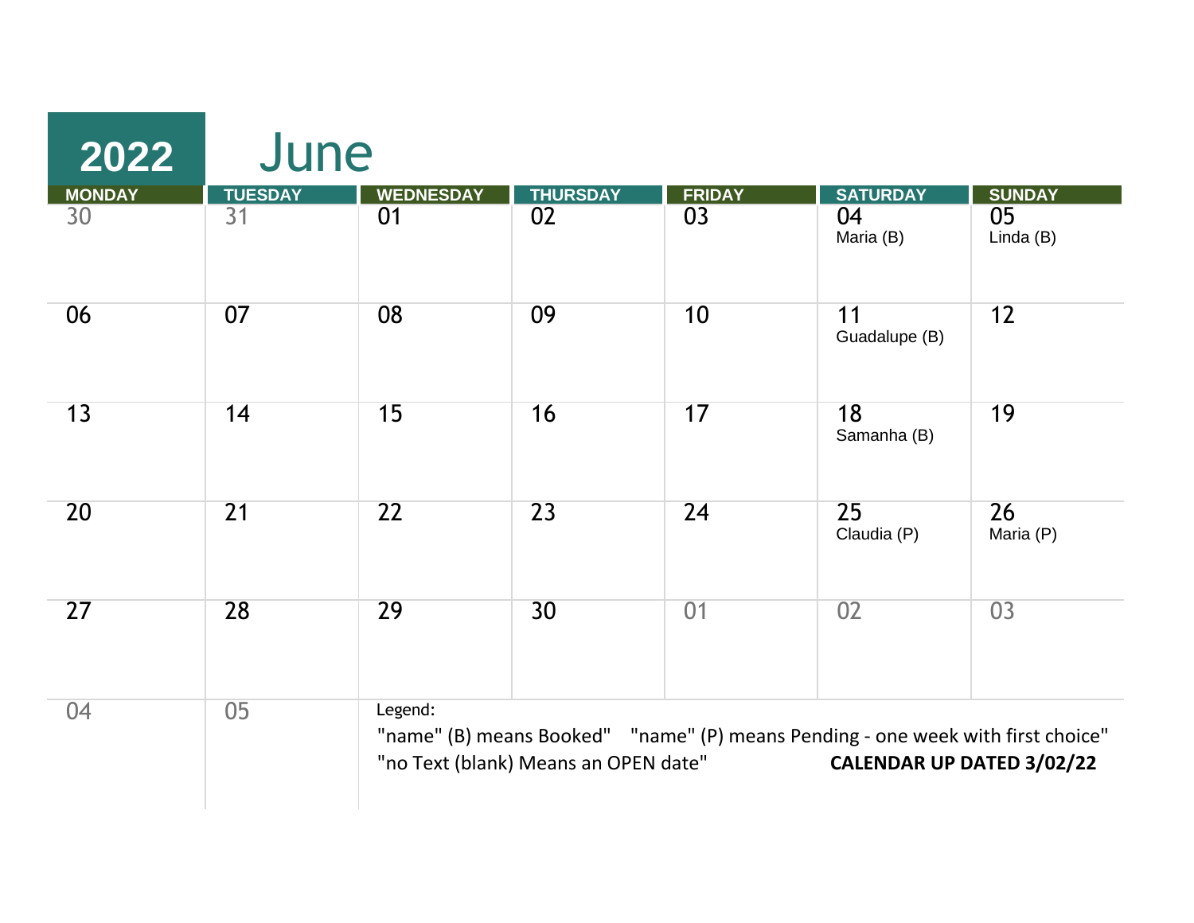# 2022 June

| MONDAY | TUESDAY | WEDNESDAY | THURSDAY | FRIDAY | SATURDAY | SUNDAY |
|---|---|---|---|---|---|---|
| 30 | 31 | 01 | 02 | 03 | 04<br>Maria (B) | 05<br>Linda (B) |
| 06 | 07 | 08 | 09 | 10 | 11<br>Guadalupe (B) | 12 |
| 13 | 14 | 15 | 16 | 17 | 18<br>Samanha (B) | 19 |
| 20 | 21 | 22 | 23 | 24 | 25<br>Claudia (P) | 26<br>Maria (P) |
| 27 | 28 | 29 | 30 | 01 | 02 | 03 |
| 04 | 05 | | | | | |

Legend:

"name" (B) means Booked" "name" (P) means Pending - one week with first choice"

"no Text (blank) Means an OPEN date"

**CALENDAR UP DATED 3/02/22**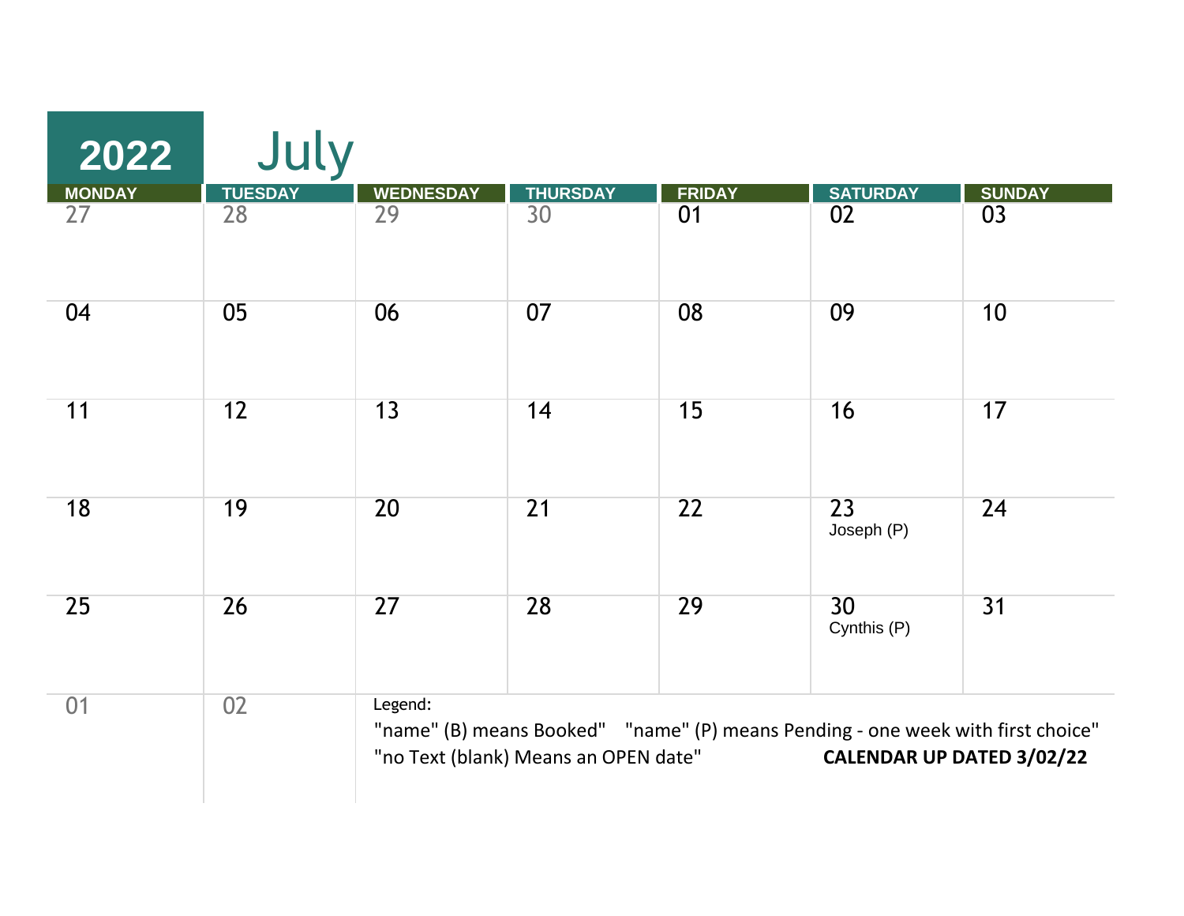# 2022 July

| MONDAY | TUESDAY | WEDNESDAY | THURSDAY | FRIDAY | SATURDAY | SUNDAY |
|---|---|---|---|---|---|---|
| 27 | 28 | 29 | 30 | 01 | 02 | 03 |
| 04 | 05 | 06 | 07 | 08 | 09 | 10 |
| 11 | 12 | 13 | 14 | 15 | 16 | 17 |
| 18 | 19 | 20 | 21 | 22 | 23 Joseph (P) | 24 |
| 25 | 26 | 27 | 28 | 29 | 30 Cynthis (P) | 31 |
| 01 | 02 | | | | | |

Legend:

"name" (B) means Booked" "name" (P) means Pending - one week with first choice"

"no Text (blank) Means an OPEN date"

**CALENDAR UP DATED 3/02/22**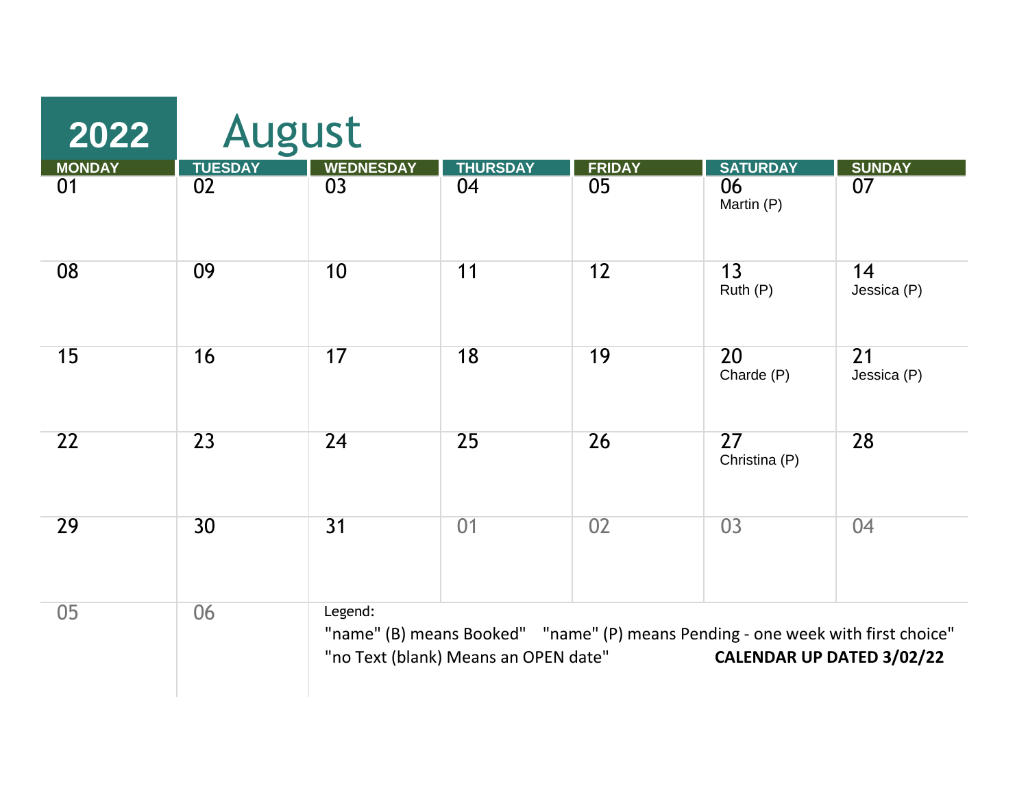# 2022 August

| MONDAY | TUESDAY | WEDNESDAY | THURSDAY | FRIDAY | SATURDAY | SUNDAY |
|---|---|---|---|---|---|---|
| 01 | 02 | 03 | 04 | 05 | 06<br>Martin (P) | 07 |
| 08 | 09 | 10 | 11 | 12 | 13<br>Ruth (P) | 14<br>Jessica (P) |
| 15 | 16 | 17 | 18 | 19 | 20<br>Charde (P) | 21<br>Jessica (P) |
| 22 | 23 | 24 | 25 | 26 | 27<br>Christina (P) | 28 |
| 29 | 30 | 31 | 01 | 02 | 03 | 04 |
| 05 | 06 | | | | | |

Legend:

"name" (B) means Booked" "name" (P) means Pending - one week with first choice"

"no Text (blank) Means an OPEN date"

**CALENDAR UP DATED 3/02/22**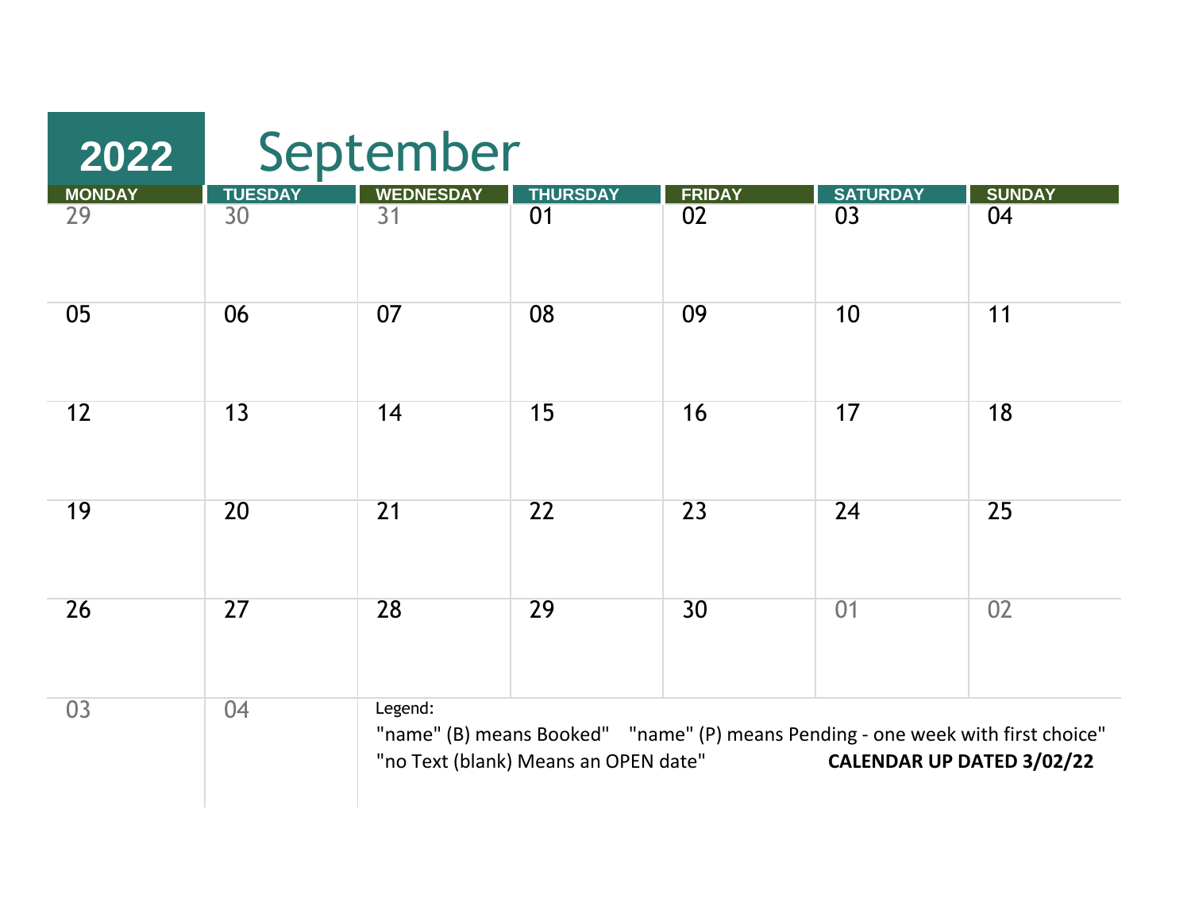# 2022 September

| MONDAY | TUESDAY | WEDNESDAY | THURSDAY | FRIDAY | SATURDAY | SUNDAY |
|---|---|---|---|---|---|---|
| 29 | 30 | 31 | 01 | 02 | 03 | 04 |
| 05 | 06 | 07 | 08 | 09 | 10 | 11 |
| 12 | 13 | 14 | 15 | 16 | 17 | 18 |
| 19 | 20 | 21 | 22 | 23 | 24 | 25 |
| 26 | 27 | 28 | 29 | 30 | 01 | 02 |
| 03 | 04 | | | | | |

Legend:

"name" (B) means Booked" "name" (P) means Pending - one week with first choice"

"no Text (blank) Means an OPEN date"

**CALENDAR UP DATED 3/02/22**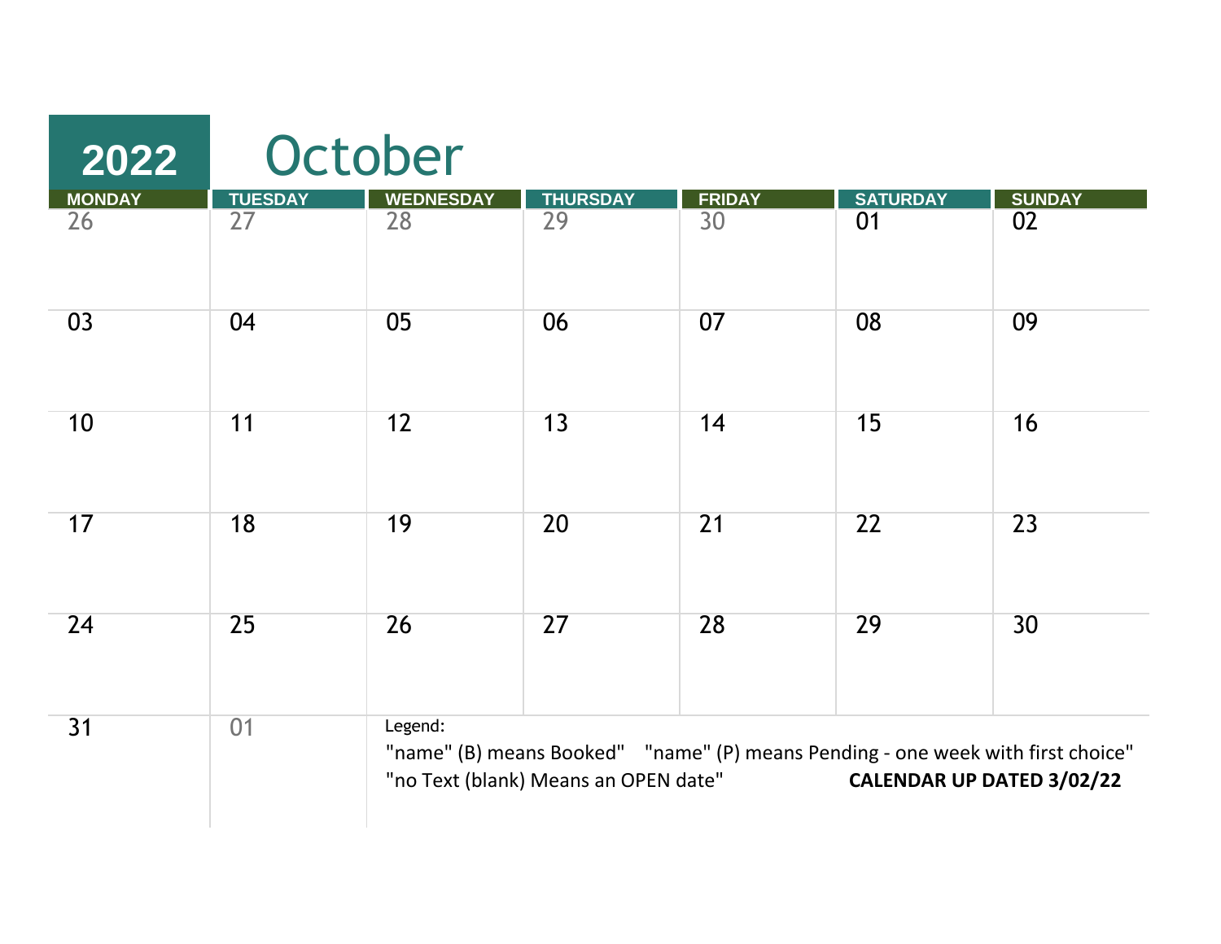# 2022 October

| MONDAY | TUESDAY | WEDNESDAY | THURSDAY | FRIDAY | SATURDAY | SUNDAY |
|---|---|---|---|---|---|---|
| 26 | 27 | 28 | 29 | 30 | 01 | 02 |
| 03 | 04 | 05 | 06 | 07 | 08 | 09 |
| 10 | 11 | 12 | 13 | 14 | 15 | 16 |
| 17 | 18 | 19 | 20 | 21 | 22 | 23 |
| 24 | 25 | 26 | 27 | 28 | 29 | 30 |
| 31 | 01 | | | | | |

Legend:

"name" (B) means Booked"    "name" (P) means Pending - one week with first choice"

"no Text (blank) Means an OPEN date"    **CALENDAR UP DATED 3/02/22**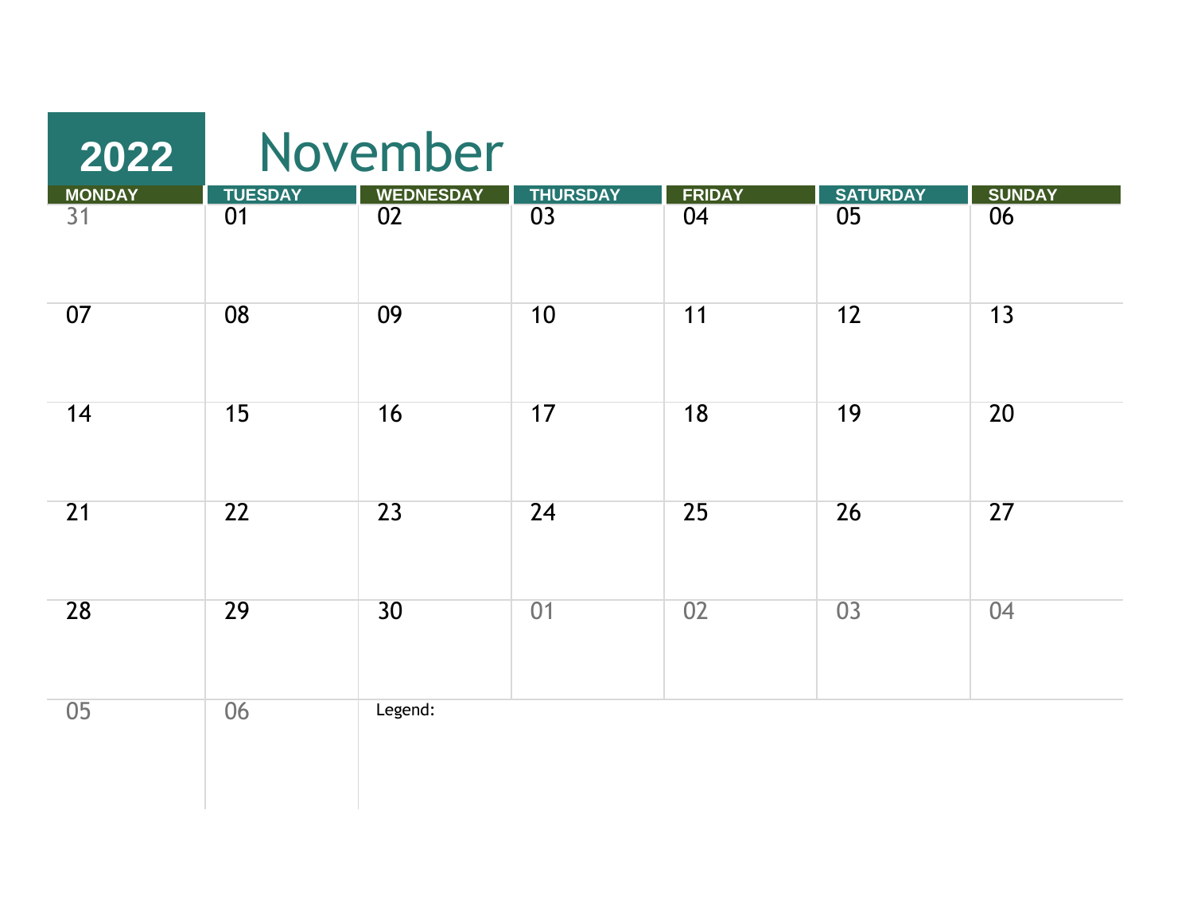# 2022 November

| MONDAY | TUESDAY | WEDNESDAY | THURSDAY | FRIDAY | SATURDAY | SUNDAY |
|---|---|---|---|---|---|---|
| 31 | 01 | 02 | 03 | 04 | 05 | 06 |
| 07 | 08 | 09 | 10 | 11 | 12 | 13 |
| 14 | 15 | 16 | 17 | 18 | 19 | 20 |
| 21 | 22 | 23 | 24 | 25 | 26 | 27 |
| 28 | 29 | 30 | 01 | 02 | 03 | 04 |
| 05 | 06 | Legend: | | | | |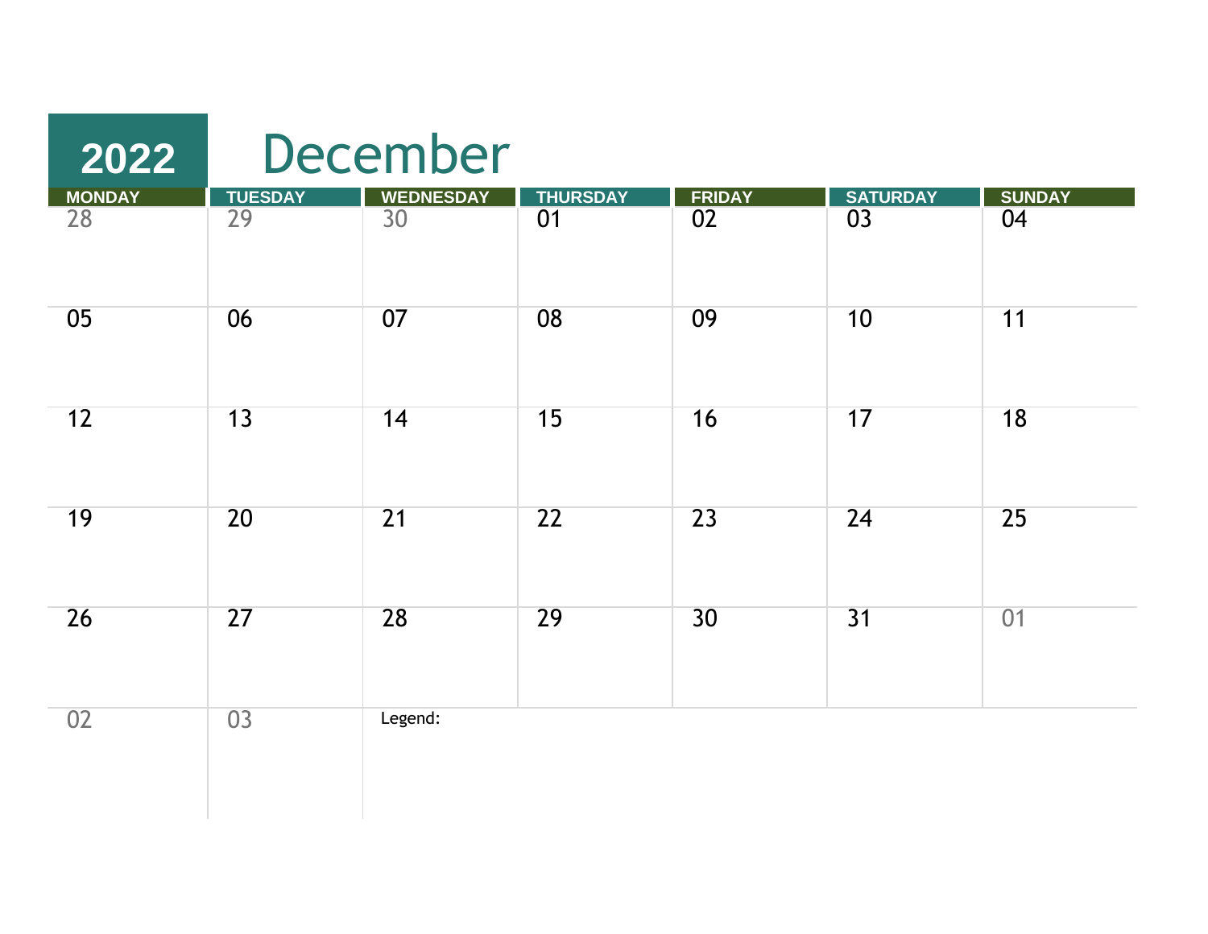# 2022 December

| MONDAY | TUESDAY | WEDNESDAY | THURSDAY | FRIDAY | SATURDAY | SUNDAY |
| --- | --- | --- | --- | --- | --- | --- |
| 28 | 29 | 30 | 01 | 02 | 03 | 04 |
| 05 | 06 | 07 | 08 | 09 | 10 | 11 |
| 12 | 13 | 14 | 15 | 16 | 17 | 18 |
| 19 | 20 | 21 | 22 | 23 | 24 | 25 |
| 26 | 27 | 28 | 29 | 30 | 31 | 01 |
| 02 | 03 | Legend: | | | | |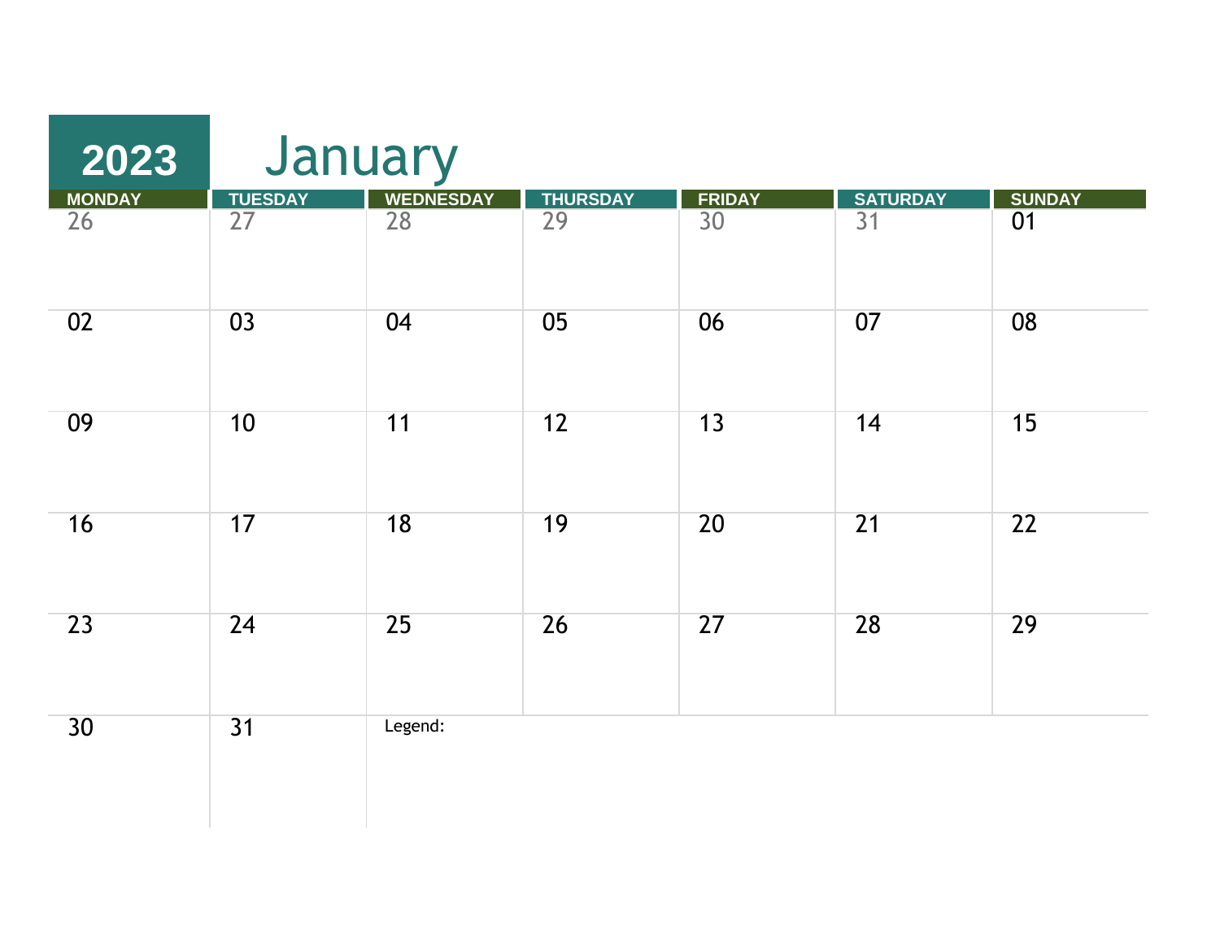# 2023 January

| MONDAY | TUESDAY | WEDNESDAY | THURSDAY | FRIDAY | SATURDAY | SUNDAY |
|---|---|---|---|---|---|---|
| 26 | 27 | 28 | 29 | 30 | 31 | 01 |
| 02 | 03 | 04 | 05 | 06 | 07 | 08 |
| 09 | 10 | 11 | 12 | 13 | 14 | 15 |
| 16 | 17 | 18 | 19 | 20 | 21 | 22 |
| 23 | 24 | 25 | 26 | 27 | 28 | 29 |
| 30 | 31 | Legend: | | | | |